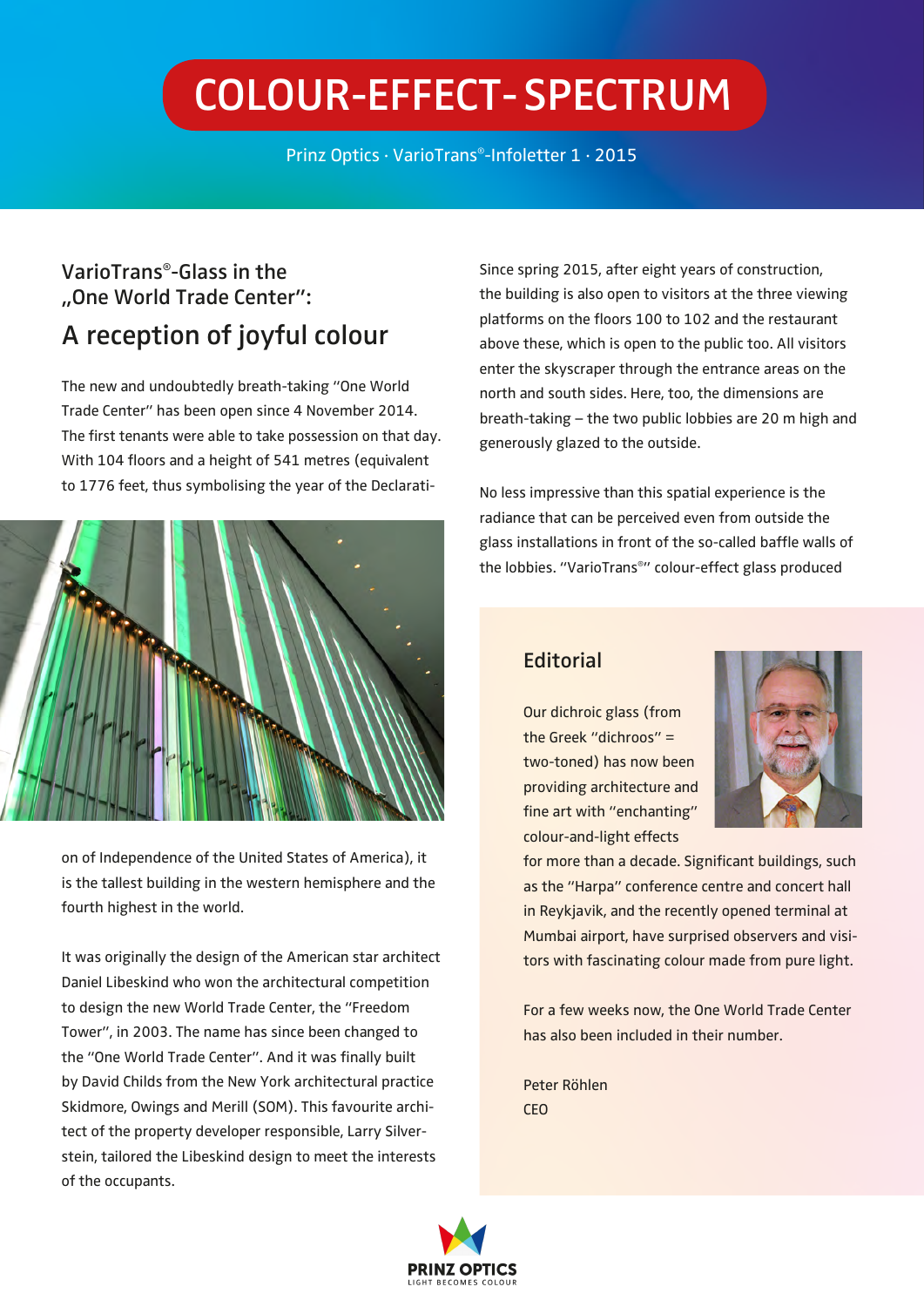# COLOUR-EFFECT-SPECTRUM

Prinz Optics · VarioTrans®-Infoletter 1 · 2015

## VarioTrans®-Glass in the „One World Trade Center":

## A reception of joyful colour

The new and undoubtedly breath-taking "One World Trade Center" has been open since 4 November 2014. The first tenants were able to take possession on that day. With 104 floors and a height of 541 metres (equivalent to 1776 feet, thus symbolising the year of the Declaration of Independence of the United States of America), it is the tallest building in the western hemisphere and the fourth highest in the world.

It was originally the design of the American star architect Daniel Libeskind who won the architectural competition to design the new World Trade Center, the "Freedom Tower", in 2003. The name has since been changed to the "One World Trade Center". And it was finally built by David Childs from the New York architectural practice Skidmore, Owings and Merill (SOM). This favourite architect of the property developer responsible, Larry Silverstein, tailored the Libeskind design to meet the interests of the occupants.

Since spring 2015, after eight years of construction, the building is also open to visitors at the three viewing platforms on the floors 100 to 102 and the restaurant above these, which is open to the public too. All visitors enter the skyscraper through the entrance areas on the north and south sides. Here, too, the dimensions are breath-taking – the two public lobbies are 20 m high and generously glazed to the outside.

No less impressive than this spatial experience is the radiance that can be perceived even from outside the glass installations in front of the so-called baffle walls of the lobbies. "VarioTrans®" colour-effect glass produced

## Editorial

Our dichroic glass (from the Greek "dichroos" = two-toned) has now been providing architecture and fine art with "enchanting" colour-and-light effects for more than a decade. Significant buildings, such as the "Harpa" conference centre and concert hall in Reykjavik, and the recently opened terminal at Mumbai airport, have surprised observers and visitors with fascinating colour made from pure light.

For a few weeks now, the One World Trade Center has also been included in their number.

Peter Röhlen
CEO

PRINZ OPTICS
LIGHT BECOMES COLOUR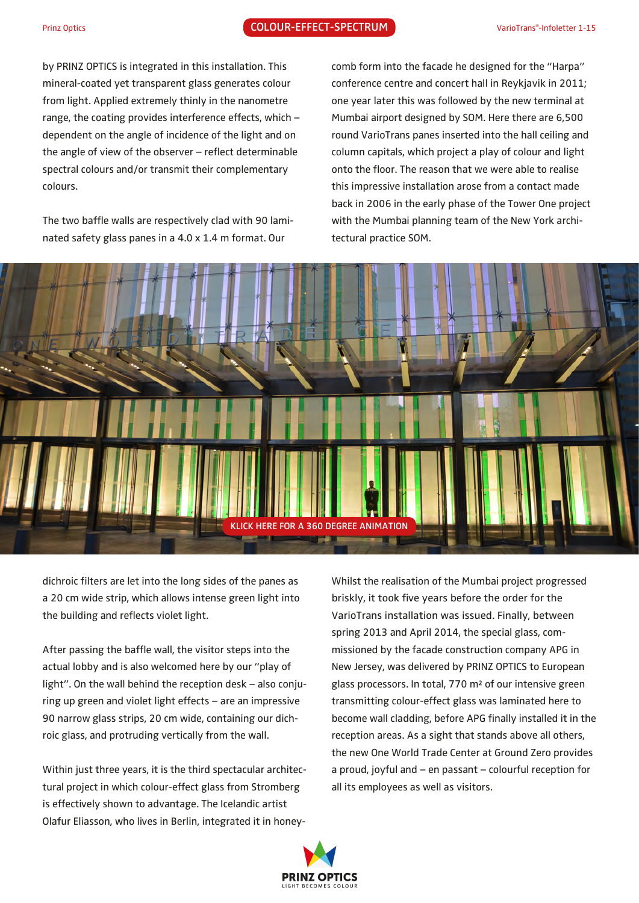by PRINZ OPTICS is integrated in this installation. This mineral-coated yet transparent glass generates colour from light. Applied extremely thinly in the nanometre range, the coating provides interference effects, which – dependent on the angle of incidence of the light and on the angle of view of the observer – reflect determinable spectral colours and/or transmit their complementary colours.

The two baffle walls are respectively clad with 90 laminated safety glass panes in a 4.0 x 1.4 m format. Our comb form into the facade he designed for the "Harpa" conference centre and concert hall in Reykjavik in 2011; one year later this was followed by the new terminal at Mumbai airport designed by SOM. Here there are 6,500 round VarioTrans panes inserted into the hall ceiling and column capitals, which project a play of colour and light onto the floor. The reason that we were able to realise this impressive installation arose from a contact made back in 2006 in the early phase of the Tower One project with the Mumbai planning team of the New York architectural practice SOM.

KLICK HERE FOR A 360 DEGREE ANIMATION

dichroic filters are let into the long sides of the panes as a 20 cm wide strip, which allows intense green light into the building and reflects violet light.

After passing the baffle wall, the visitor steps into the actual lobby and is also welcomed here by our "play of light". On the wall behind the reception desk – also conjuring up green and violet light effects – are an impressive 90 narrow glass strips, 20 cm wide, containing our dichroic glass, and protruding vertically from the wall.

Within just three years, it is the third spectacular architectural project in which colour-effect glass from Stromberg is effectively shown to advantage. The Icelandic artist Olafur Eliasson, who lives in Berlin, integrated it in honey-

Whilst the realisation of the Mumbai project progressed briskly, it took five years before the order for the VarioTrans installation was issued. Finally, between spring 2013 and April 2014, the special glass, commissioned by the facade construction company APG in New Jersey, was delivered by PRINZ OPTICS to European glass processors. In total, 770 m² of our intensive green transmitting colour-effect glass was laminated here to become wall cladding, before APG finally installed it in the reception areas. As a sight that stands above all others, the new One World Trade Center at Ground Zero provides a proud, joyful and – en passant – colourful reception for all its employees as well as visitors.

PRINZ OPTICS
LIGHT BECOMES COLOUR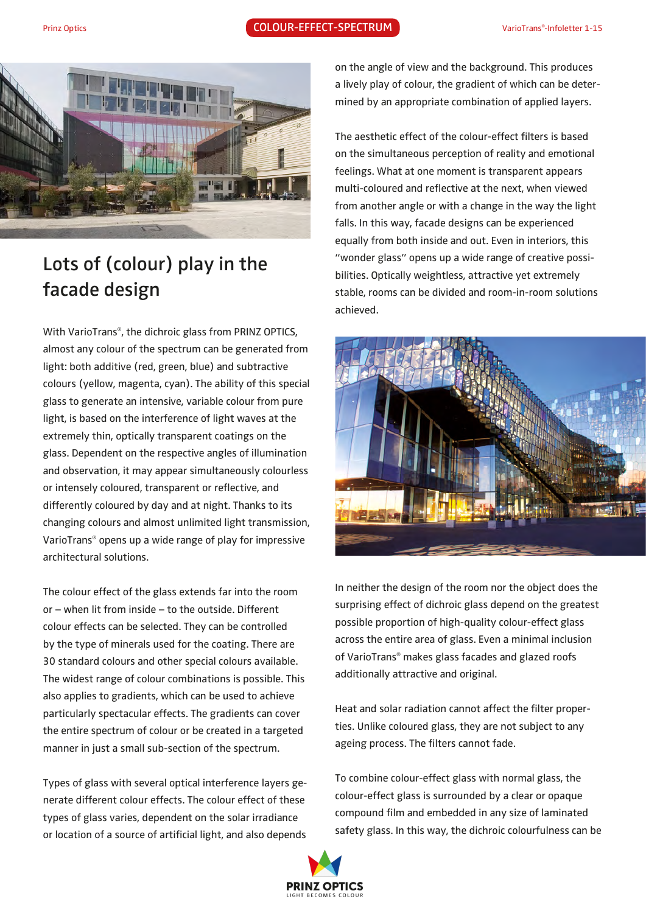# Lots of (colour) play in the facade design

With VarioTrans®, the dichroic glass from PRINZ OPTICS, almost any colour of the spectrum can be generated from light: both additive (red, green, blue) and subtractive colours (yellow, magenta, cyan). The ability of this special glass to generate an intensive, variable colour from pure light, is based on the interference of light waves at the extremely thin, optically transparent coatings on the glass. Dependent on the respective angles of illumination and observation, it may appear simultaneously colourless or intensely coloured, transparent or reflective, and differently coloured by day and at night. Thanks to its changing colours and almost unlimited light transmission, VarioTrans® opens up a wide range of play for impressive architectural solutions.

The colour effect of the glass extends far into the room or – when lit from inside – to the outside. Different colour effects can be selected. They can be controlled by the type of minerals used for the coating. There are 30 standard colours and other special colours available. The widest range of colour combinations is possible. This also applies to gradients, which can be used to achieve particularly spectacular effects. The gradients can cover the entire spectrum of colour or be created in a targeted manner in just a small sub-section of the spectrum.

Types of glass with several optical interference layers generate different colour effects. The colour effect of these types of glass varies, dependent on the solar irradiance or location of a source of artificial light, and also depends on the angle of view and the background. This produces a lively play of colour, the gradient of which can be determined by an appropriate combination of applied layers.

The aesthetic effect of the colour-effect filters is based on the simultaneous perception of reality and emotional feelings. What at one moment is transparent appears multi-coloured and reflective at the next, when viewed from another angle or with a change in the way the light falls. In this way, facade designs can be experienced equally from both inside and out. Even in interiors, this "wonder glass" opens up a wide range of creative possibilities. Optically weightless, attractive yet extremely stable, rooms can be divided and room-in-room solutions achieved.

In neither the design of the room nor the object does the surprising effect of dichroic glass depend on the greatest possible proportion of high-quality colour-effect glass across the entire area of glass. Even a minimal inclusion of VarioTrans® makes glass facades and glazed roofs additionally attractive and original.

Heat and solar radiation cannot affect the filter properties. Unlike coloured glass, they are not subject to any ageing process. The filters cannot fade.

To combine colour-effect glass with normal glass, the colour-effect glass is surrounded by a clear or opaque compound film and embedded in any size of laminated safety glass. In this way, the dichroic colourfulness can be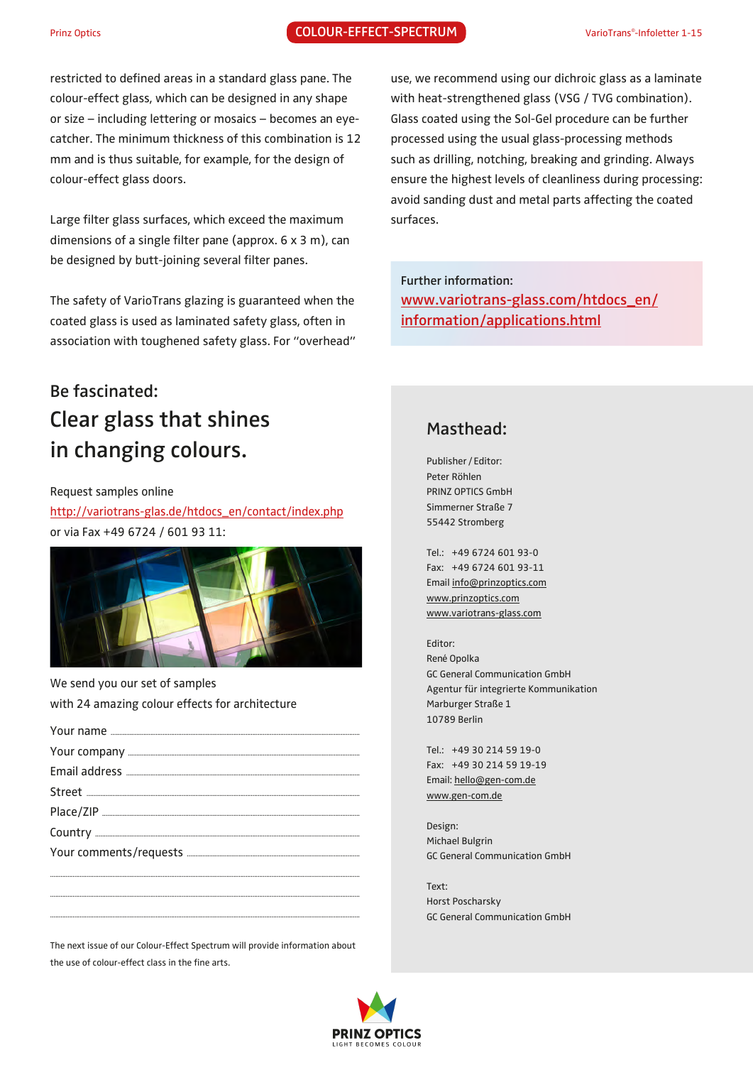restricted to defined areas in a standard glass pane. The colour-effect glass, which can be designed in any shape or size – including lettering or mosaics – becomes an eye-catcher. The minimum thickness of this combination is 12 mm and is thus suitable, for example, for the design of colour-effect glass doors.

Large filter glass surfaces, which exceed the maximum dimensions of a single filter pane (approx. 6 x 3 m), can be designed by butt-joining several filter panes.

The safety of VarioTrans glazing is guaranteed when the coated glass is used as laminated safety glass, often in association with toughened safety glass. For "overhead" use, we recommend using our dichroic glass as a laminate with heat-strengthened glass (VSG / TVG combination). Glass coated using the Sol-Gel procedure can be further processed using the usual glass-processing methods such as drilling, notching, breaking and grinding. Always ensure the highest levels of cleanliness during processing: avoid sanding dust and metal parts affecting the coated surfaces.

Further information:
[www.variotrans-glass.com/htdocs_en/information/applications.html](www.variotrans-glass.com/htdocs_en/information/applications.html)

## Be fascinated:

# Clear glass that shines in changing colours.

Request samples online
[http://variotrans-glas.de/htdocs_en/contact/index.php](http://variotrans-glas.de/htdocs_en/contact/index.php)
or via Fax +49 6724 / 601 93 11:

We send you our set of samples
with 24 amazing colour effects for architecture

Your name ..........................................................

Your company ......................................................

Email address ......................................................

Street ..................................................................

Place/ZIP ............................................................

Country ...............................................................

Your comments/requests ......................................

..........................................................................

..........................................................................

..........................................................................

The next issue of our Colour-Effect Spectrum will provide information about the use of colour-effect class in the fine arts.

## Masthead:

Publisher / Editor:
Peter Röhlen
PRINZ OPTICS GmbH
Simmerner Straße 7
55442 Stromberg

Tel.: +49 6724 601 93-0
Fax: +49 6724 601 93-11
Email info@prinzoptics.com
www.prinzoptics.com
www.variotrans-glass.com

Editor:
René Opolka
GC General Communication GmbH
Agentur für integrierte Kommunikation
Marburger Straße 1
10789 Berlin

Tel.: +49 30 214 59 19-0
Fax: +49 30 214 59 19-19
Email: hello@gen-com.de
www.gen-com.de

Design:
Michael Bulgrin
GC General Communication GmbH

Text:
Horst Poscharsky
GC General Communication GmbH

PRINZ OPTICS
LIGHT BECOMES COLOUR